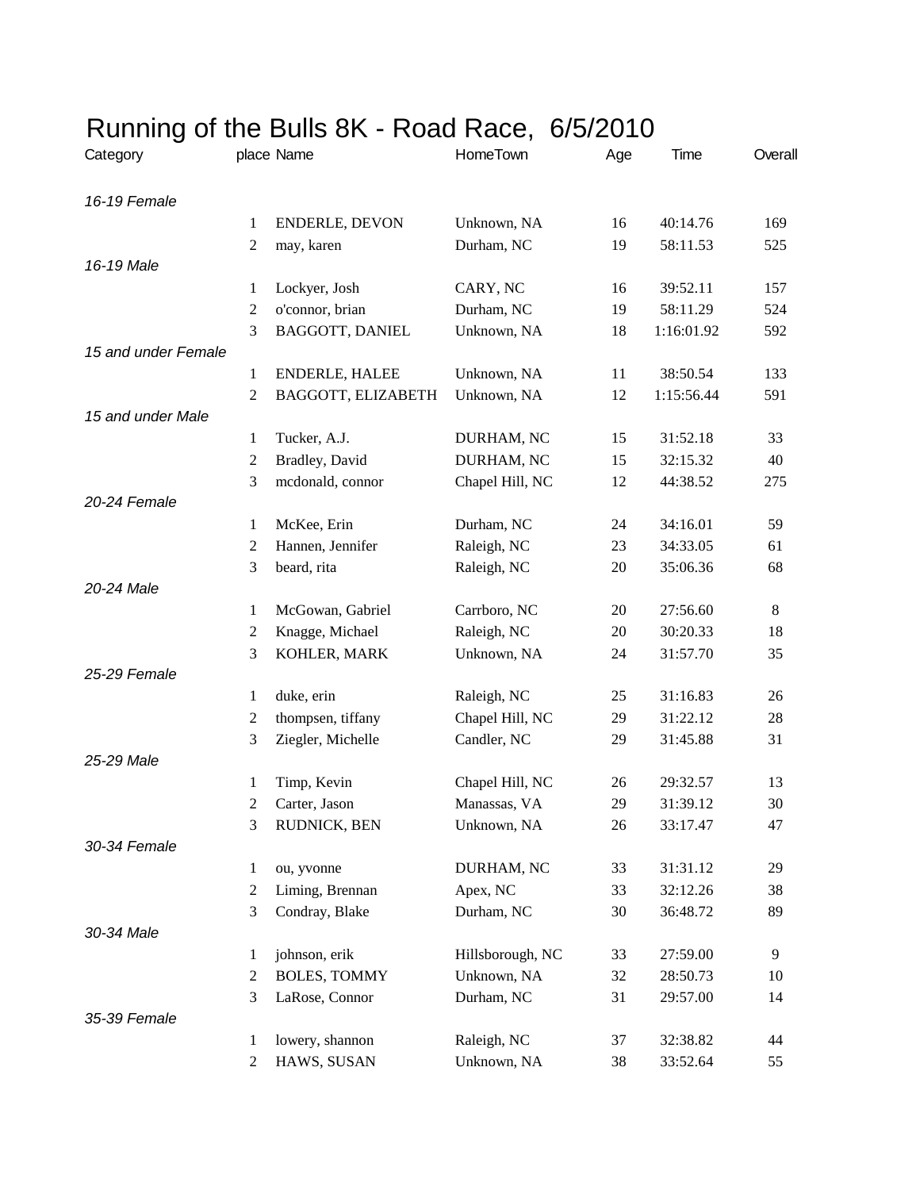# Running of the Bulls 8K - Road Race, 6/5/2010

| Category | place | Name | HomeTown | Age | Time | Overall |
|---|---|---|---|---|---|---|
| *16-19 Female* | | | | | | |
| | 1 | ENDERLE, DEVON | Unknown, NA | 16 | 40:14.76 | 169 |
| | 2 | may, karen | Durham, NC | 19 | 58:11.53 | 525 |
| *16-19 Male* | | | | | | |
| | 1 | Lockyer, Josh | CARY, NC | 16 | 39:52.11 | 157 |
| | 2 | o'connor, brian | Durham, NC | 19 | 58:11.29 | 524 |
| | 3 | BAGGOTT, DANIEL | Unknown, NA | 18 | 1:16:01.92 | 592 |
| *15 and under Female* | | | | | | |
| | 1 | ENDERLE, HALEE | Unknown, NA | 11 | 38:50.54 | 133 |
| | 2 | BAGGOTT, ELIZABETH | Unknown, NA | 12 | 1:15:56.44 | 591 |
| *15 and under Male* | | | | | | |
| | 1 | Tucker, A.J. | DURHAM, NC | 15 | 31:52.18 | 33 |
| | 2 | Bradley, David | DURHAM, NC | 15 | 32:15.32 | 40 |
| | 3 | mcdonald, connor | Chapel Hill, NC | 12 | 44:38.52 | 275 |
| *20-24 Female* | | | | | | |
| | 1 | McKee, Erin | Durham, NC | 24 | 34:16.01 | 59 |
| | 2 | Hannen, Jennifer | Raleigh, NC | 23 | 34:33.05 | 61 |
| | 3 | beard, rita | Raleigh, NC | 20 | 35:06.36 | 68 |
| *20-24 Male* | | | | | | |
| | 1 | McGowan, Gabriel | Carrboro, NC | 20 | 27:56.60 | 8 |
| | 2 | Knagge, Michael | Raleigh, NC | 20 | 30:20.33 | 18 |
| | 3 | KOHLER, MARK | Unknown, NA | 24 | 31:57.70 | 35 |
| *25-29 Female* | | | | | | |
| | 1 | duke, erin | Raleigh, NC | 25 | 31:16.83 | 26 |
| | 2 | thompsen, tiffany | Chapel Hill, NC | 29 | 31:22.12 | 28 |
| | 3 | Ziegler, Michelle | Candler, NC | 29 | 31:45.88 | 31 |
| *25-29 Male* | | | | | | |
| | 1 | Timp, Kevin | Chapel Hill, NC | 26 | 29:32.57 | 13 |
| | 2 | Carter, Jason | Manassas, VA | 29 | 31:39.12 | 30 |
| | 3 | RUDNICK, BEN | Unknown, NA | 26 | 33:17.47 | 47 |
| *30-34 Female* | | | | | | |
| | 1 | ou, yvonne | DURHAM, NC | 33 | 31:31.12 | 29 |
| | 2 | Liming, Brennan | Apex, NC | 33 | 32:12.26 | 38 |
| | 3 | Condray, Blake | Durham, NC | 30 | 36:48.72 | 89 |
| *30-34 Male* | | | | | | |
| | 1 | johnson, erik | Hillsborough, NC | 33 | 27:59.00 | 9 |
| | 2 | BOLES, TOMMY | Unknown, NA | 32 | 28:50.73 | 10 |
| | 3 | LaRose, Connor | Durham, NC | 31 | 29:57.00 | 14 |
| *35-39 Female* | | | | | | |
| | 1 | lowery, shannon | Raleigh, NC | 37 | 32:38.82 | 44 |
| | 2 | HAWS, SUSAN | Unknown, NA | 38 | 33:52.64 | 55 |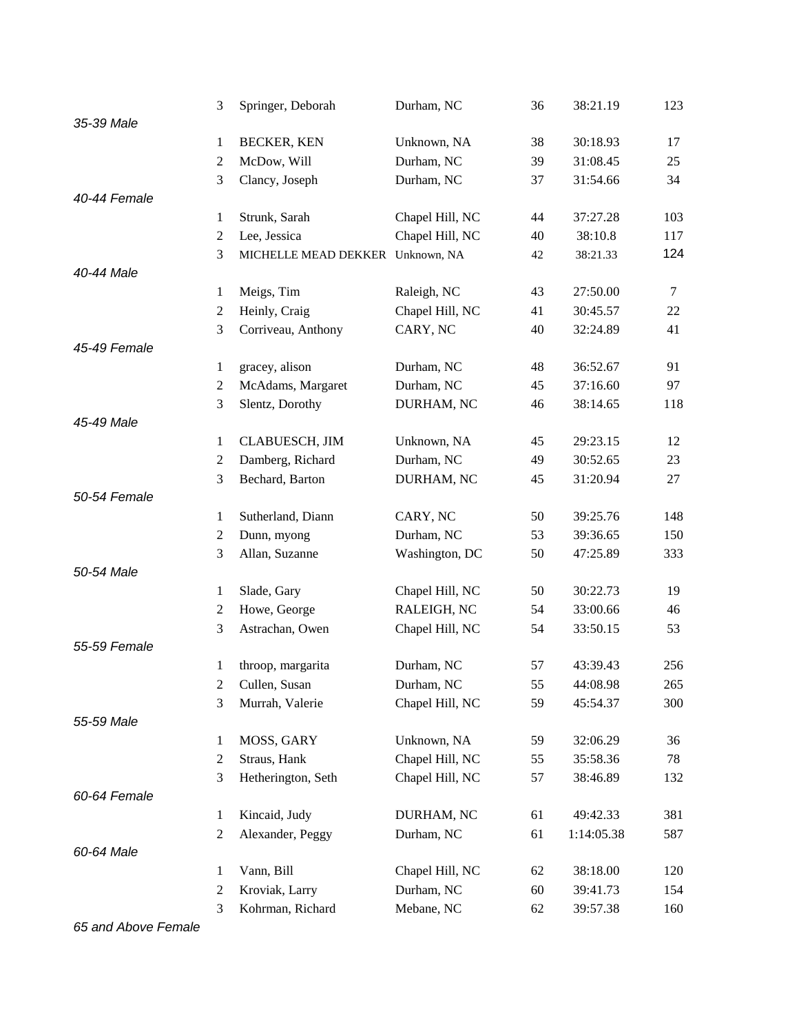| | Place | Name | City | Age | Time | Overall |
|---|---|---|---|---|---|---|
| | 3 | Springer, Deborah | Durham, NC | 36 | 38:21.19 | 123 |
| *35-39 Male* | | | | | | |
| | 1 | BECKER, KEN | Unknown, NA | 38 | 30:18.93 | 17 |
| | 2 | McDow, Will | Durham, NC | 39 | 31:08.45 | 25 |
| | 3 | Clancy, Joseph | Durham, NC | 37 | 31:54.66 | 34 |
| *40-44 Female* | | | | | | |
| | 1 | Strunk, Sarah | Chapel Hill, NC | 44 | 37:27.28 | 103 |
| | 2 | Lee, Jessica | Chapel Hill, NC | 40 | 38:10.8 | 117 |
| | 3 | MICHELLE MEAD DEKKER | Unknown, NA | 42 | 38:21.33 | 124 |
| *40-44 Male* | | | | | | |
| | 1 | Meigs, Tim | Raleigh, NC | 43 | 27:50.00 | 7 |
| | 2 | Heinly, Craig | Chapel Hill, NC | 41 | 30:45.57 | 22 |
| | 3 | Corriveau, Anthony | CARY, NC | 40 | 32:24.89 | 41 |
| *45-49 Female* | | | | | | |
| | 1 | gracey, alison | Durham, NC | 48 | 36:52.67 | 91 |
| | 2 | McAdams, Margaret | Durham, NC | 45 | 37:16.60 | 97 |
| | 3 | Slentz, Dorothy | DURHAM, NC | 46 | 38:14.65 | 118 |
| *45-49 Male* | | | | | | |
| | 1 | CLABUESCH, JIM | Unknown, NA | 45 | 29:23.15 | 12 |
| | 2 | Damberg, Richard | Durham, NC | 49 | 30:52.65 | 23 |
| | 3 | Bechard, Barton | DURHAM, NC | 45 | 31:20.94 | 27 |
| *50-54 Female* | | | | | | |
| | 1 | Sutherland, Diann | CARY, NC | 50 | 39:25.76 | 148 |
| | 2 | Dunn, myong | Durham, NC | 53 | 39:36.65 | 150 |
| | 3 | Allan, Suzanne | Washington, DC | 50 | 47:25.89 | 333 |
| *50-54 Male* | | | | | | |
| | 1 | Slade, Gary | Chapel Hill, NC | 50 | 30:22.73 | 19 |
| | 2 | Howe, George | RALEIGH, NC | 54 | 33:00.66 | 46 |
| | 3 | Astrachan, Owen | Chapel Hill, NC | 54 | 33:50.15 | 53 |
| *55-59 Female* | | | | | | |
| | 1 | throop, margarita | Durham, NC | 57 | 43:39.43 | 256 |
| | 2 | Cullen, Susan | Durham, NC | 55 | 44:08.98 | 265 |
| | 3 | Murrah, Valerie | Chapel Hill, NC | 59 | 45:54.37 | 300 |
| *55-59 Male* | | | | | | |
| | 1 | MOSS, GARY | Unknown, NA | 59 | 32:06.29 | 36 |
| | 2 | Straus, Hank | Chapel Hill, NC | 55 | 35:58.36 | 78 |
| | 3 | Hetherington, Seth | Chapel Hill, NC | 57 | 38:46.89 | 132 |
| *60-64 Female* | | | | | | |
| | 1 | Kincaid, Judy | DURHAM, NC | 61 | 49:42.33 | 381 |
| | 2 | Alexander, Peggy | Durham, NC | 61 | 1:14:05.38 | 587 |
| *60-64 Male* | | | | | | |
| | 1 | Vann, Bill | Chapel Hill, NC | 62 | 38:18.00 | 120 |
| | 2 | Kroviak, Larry | Durham, NC | 60 | 39:41.73 | 154 |
| | 3 | Kohrman, Richard | Mebane, NC | 62 | 39:57.38 | 160 |
| *65 and Above Female* | | | | | | |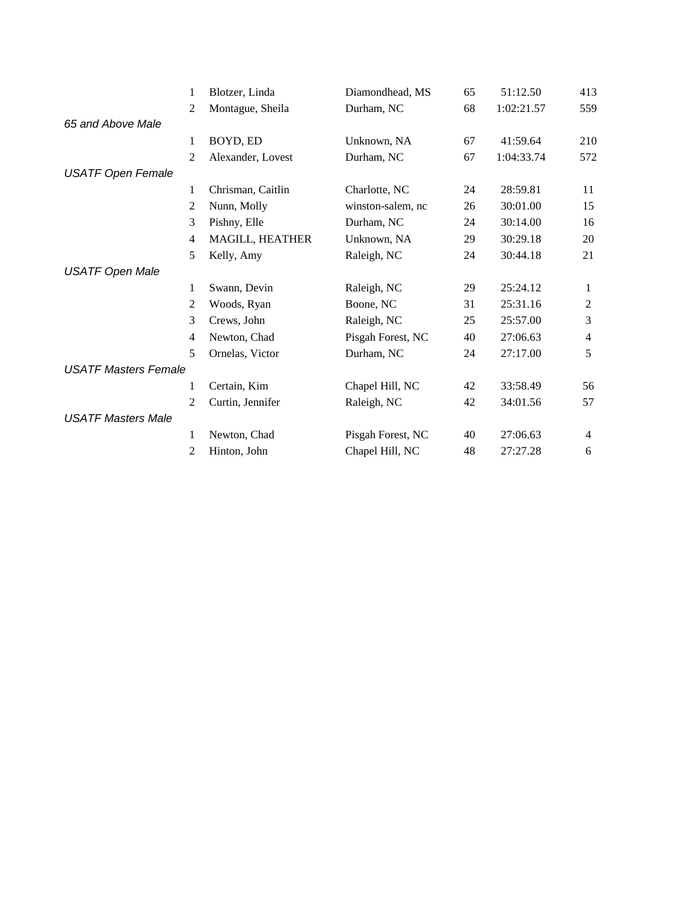| | | | | | | |
|---|---|---|---|---|---|---|
| | 1 | Blotzer, Linda | Diamondhead, MS | 65 | 51:12.50 | 413 |
| | 2 | Montague, Sheila | Durham, NC | 68 | 1:02:21.57 | 559 |
| *65 and Above Male* | | | | | | |
| | 1 | BOYD, ED | Unknown, NA | 67 | 41:59.64 | 210 |
| | 2 | Alexander, Lovest | Durham, NC | 67 | 1:04:33.74 | 572 |
| *USATF Open Female* | | | | | | |
| | 1 | Chrisman, Caitlin | Charlotte, NC | 24 | 28:59.81 | 11 |
| | 2 | Nunn, Molly | winston-salem, nc | 26 | 30:01.00 | 15 |
| | 3 | Pishny, Elle | Durham, NC | 24 | 30:14.00 | 16 |
| | 4 | MAGILL, HEATHER | Unknown, NA | 29 | 30:29.18 | 20 |
| | 5 | Kelly, Amy | Raleigh, NC | 24 | 30:44.18 | 21 |
| *USATF Open Male* | | | | | | |
| | 1 | Swann, Devin | Raleigh, NC | 29 | 25:24.12 | 1 |
| | 2 | Woods, Ryan | Boone, NC | 31 | 25:31.16 | 2 |
| | 3 | Crews, John | Raleigh, NC | 25 | 25:57.00 | 3 |
| | 4 | Newton, Chad | Pisgah Forest, NC | 40 | 27:06.63 | 4 |
| | 5 | Ornelas, Victor | Durham, NC | 24 | 27:17.00 | 5 |
| *USATF Masters Female* | | | | | | |
| | 1 | Certain, Kim | Chapel Hill, NC | 42 | 33:58.49 | 56 |
| | 2 | Curtin, Jennifer | Raleigh, NC | 42 | 34:01.56 | 57 |
| *USATF Masters Male* | | | | | | |
| | 1 | Newton, Chad | Pisgah Forest, NC | 40 | 27:06.63 | 4 |
| | 2 | Hinton, John | Chapel Hill, NC | 48 | 27:27.28 | 6 |